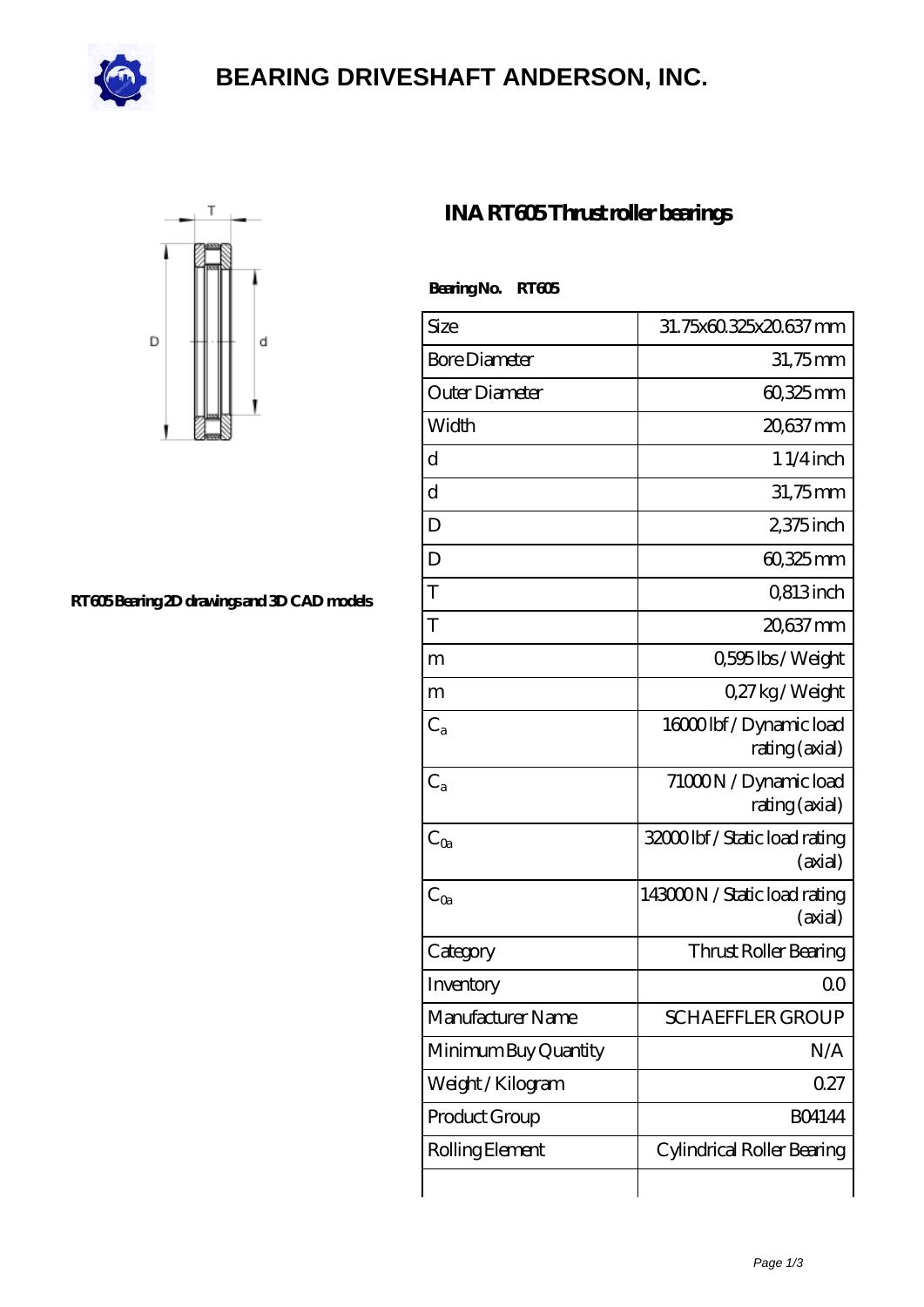# BEARING DRIVESHAFT ANDERSON, INC.

RT605 Bearing 2D drawings and 3D CAD models

## INA RT605 Thrust roller bearings

**Bearing No. RT605**

| | |
|---|---|
| Size | 31.75x60.325x20.637 mm |
| Bore Diameter | 31,75 mm |
| Outer Diameter | 60,325 mm |
| Width | 20,637 mm |
| d | 1 1/4 inch |
| d | 31,75 mm |
| D | 2,375 inch |
| D | 60,325 mm |
| T | 0,813 inch |
| T | 20,637 mm |
| m | 0,595 lbs / Weight |
| m | 0,27 kg / Weight |
| $C_a$ | 16000 lbf / Dynamic load rating (axial) |
| $C_a$ | 71000 N / Dynamic load rating (axial) |
| $C_{0a}$ | 32000 lbf / Static load rating (axial) |
| $C_{0a}$ | 143000 N / Static load rating (axial) |
| Category | Thrust Roller Bearing |
| Inventory | 0.0 |
| Manufacturer Name | SCHAEFFLER GROUP |
| Minimum Buy Quantity | N/A |
| Weight / Kilogram | 0.27 |
| Product Group | B04144 |
| Rolling Element | Cylindrical Roller Bearing |
| | |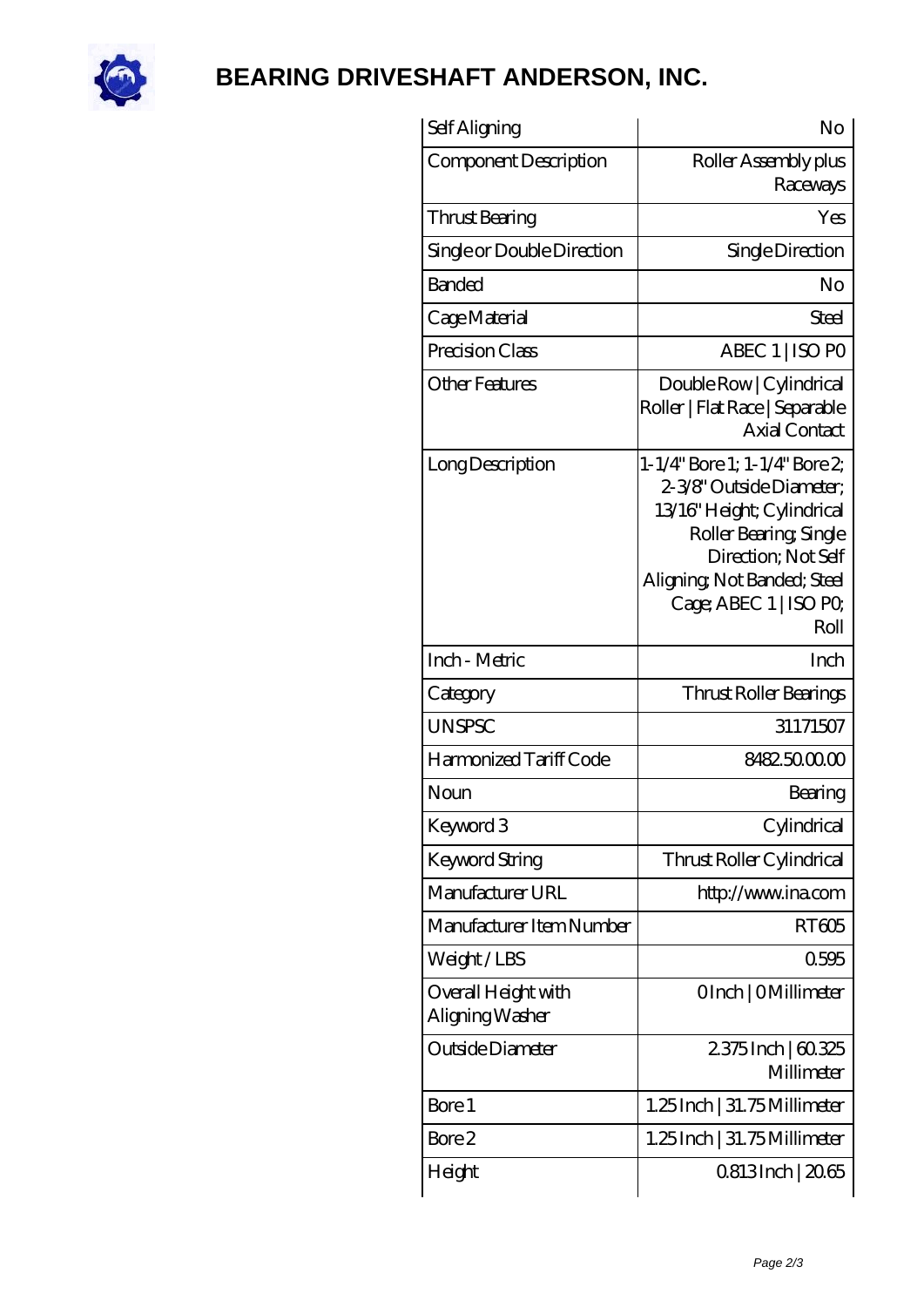# BEARING DRIVESHAFT ANDERSON, INC.

| | |
|---|---|
| Self Aligning | No |
| Component Description | Roller Assembly plus Raceways |
| Thrust Bearing | Yes |
| Single or Double Direction | Single Direction |
| Banded | No |
| Cage Material | Steel |
| Precision Class | ABEC 1 \| ISO P0 |
| Other Features | Double Row \| Cylindrical Roller \| Flat Race \| Separable Axial Contact |
| Long Description | 1-1/4" Bore 1; 1-1/4" Bore 2; 2-3/8" Outside Diameter; 13/16" Height; Cylindrical Roller Bearing; Single Direction; Not Self Aligning; Not Banded; Steel Cage; ABEC 1 \| ISO P0; Roll |
| Inch - Metric | Inch |
| Category | Thrust Roller Bearings |
| UNSPSC | 31171507 |
| Harmonized Tariff Code | 8482.50.00.00 |
| Noun | Bearing |
| Keyword 3 | Cylindrical |
| Keyword String | Thrust Roller Cylindrical |
| Manufacturer URL | http://www.ina.com |
| Manufacturer Item Number | RT605 |
| Weight / LBS | 0.595 |
| Overall Height with Aligning Washer | 0 Inch \| 0 Millimeter |
| Outside Diameter | 2.375 Inch \| 60.325 Millimeter |
| Bore 1 | 1.25 Inch \| 31.75 Millimeter |
| Bore 2 | 1.25 Inch \| 31.75 Millimeter |
| Height | 0.813 Inch \| 20.65 |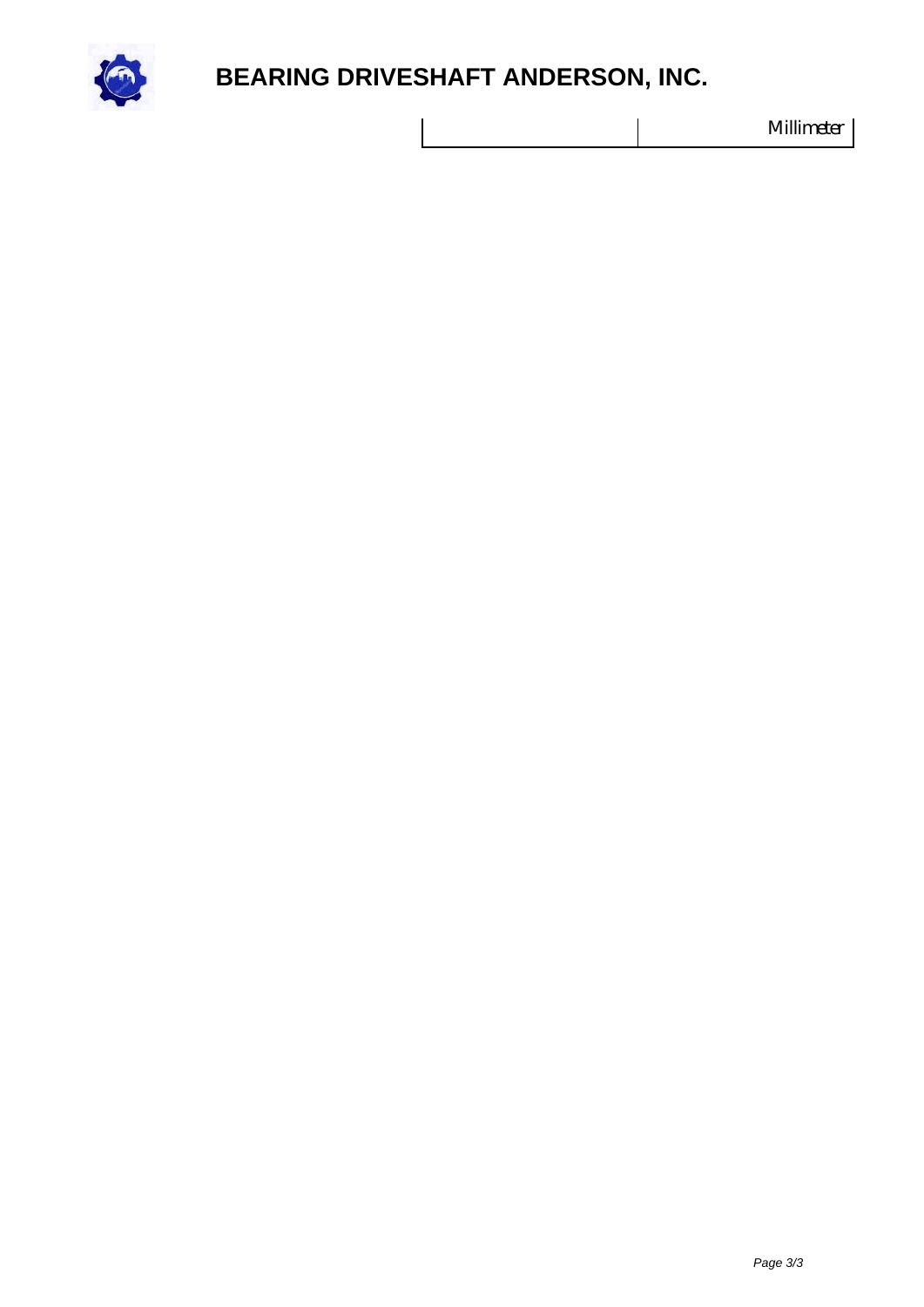| | |
|---|---|
| | Millimeter |